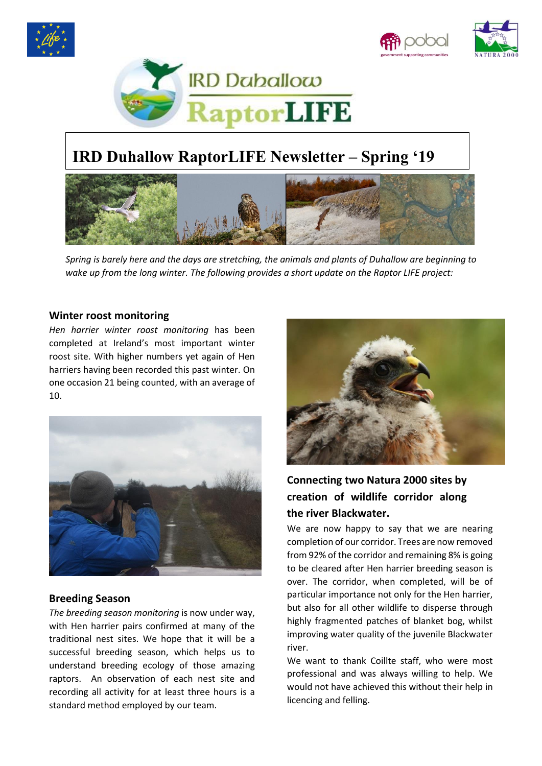# IRD Duhallow RaptorLIFE Newsletter – Spring '19

*Spring is barely here and the days are stretching, the animals and plants of Duhallow are beginning to wake up from the long winter. The following provides a short update on the Raptor LIFE project:*

## Winter roost monitoring

*Hen harrier winter roost monitoring* has been completed at Ireland's most important winter roost site. With higher numbers yet again of Hen harriers having been recorded this past winter. On one occasion 21 being counted, with an average of 10.

## Breeding Season

*The breeding season monitoring* is now under way, with Hen harrier pairs confirmed at many of the traditional nest sites. We hope that it will be a successful breeding season, which helps us to understand breeding ecology of those amazing raptors. An observation of each nest site and recording all activity for at least three hours is a standard method employed by our team.

## Connecting two Natura 2000 sites by creation of wildlife corridor along the river Blackwater.

We are now happy to say that we are nearing completion of our corridor. Trees are now removed from 92% of the corridor and remaining 8% is going to be cleared after Hen harrier breeding season is over. The corridor, when completed, will be of particular importance not only for the Hen harrier, but also for all other wildlife to disperse through highly fragmented patches of blanket bog, whilst improving water quality of the juvenile Blackwater river.

We want to thank Coillte staff, who were most professional and was always willing to help. We would not have achieved this without their help in licencing and felling.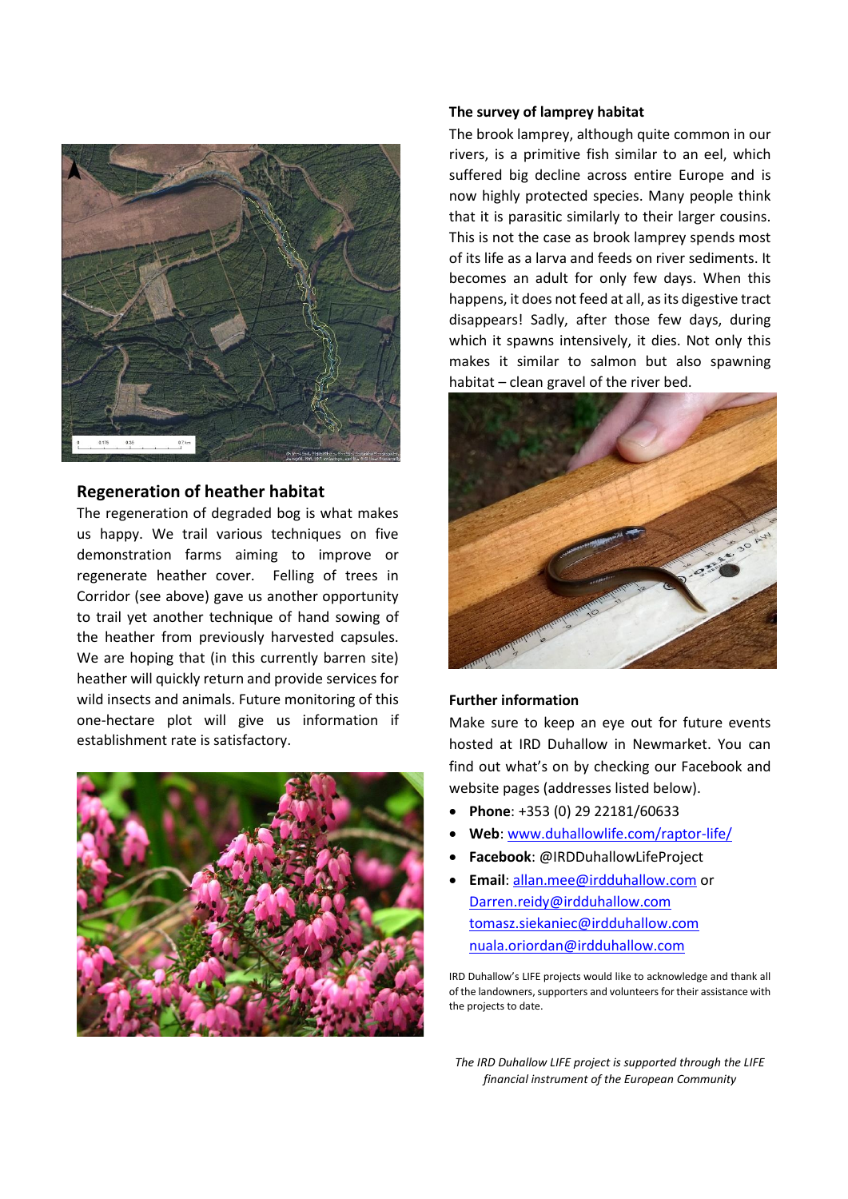## Regeneration of heather habitat

The regeneration of degraded bog is what makes us happy. We trail various techniques on five demonstration farms aiming to improve or regenerate heather cover. Felling of trees in Corridor (see above) gave us another opportunity to trail yet another technique of hand sowing of the heather from previously harvested capsules. We are hoping that (in this currently barren site) heather will quickly return and provide services for wild insects and animals. Future monitoring of this one-hectare plot will give us information if establishment rate is satisfactory.

**The survey of lamprey habitat**

The brook lamprey, although quite common in our rivers, is a primitive fish similar to an eel, which suffered big decline across entire Europe and is now highly protected species. Many people think that it is parasitic similarly to their larger cousins. This is not the case as brook lamprey spends most of its life as a larva and feeds on river sediments. It becomes an adult for only few days. When this happens, it does not feed at all, as its digestive tract disappears! Sadly, after those few days, during which it spawns intensively, it dies. Not only this makes it similar to salmon but also spawning habitat – clean gravel of the river bed.

**Further information**

Make sure to keep an eye out for future events hosted at IRD Duhallow in Newmarket. You can find out what's on by checking our Facebook and website pages (addresses listed below).

- **Phone**: +353 (0) 29 22181/60633
- **Web**: www.duhallowlife.com/raptor-life/
- **Facebook**: @IRDDuhallowLifeProject
- **Email**: allan.mee@irdduhallow.com or Darren.reidy@irdduhallow.com tomasz.siekaniec@irdduhallow.com nuala.oriordan@irdduhallow.com

IRD Duhallow's LIFE projects would like to acknowledge and thank all of the landowners, supporters and volunteers for their assistance with the projects to date.

*The IRD Duhallow LIFE project is supported through the LIFE financial instrument of the European Community*